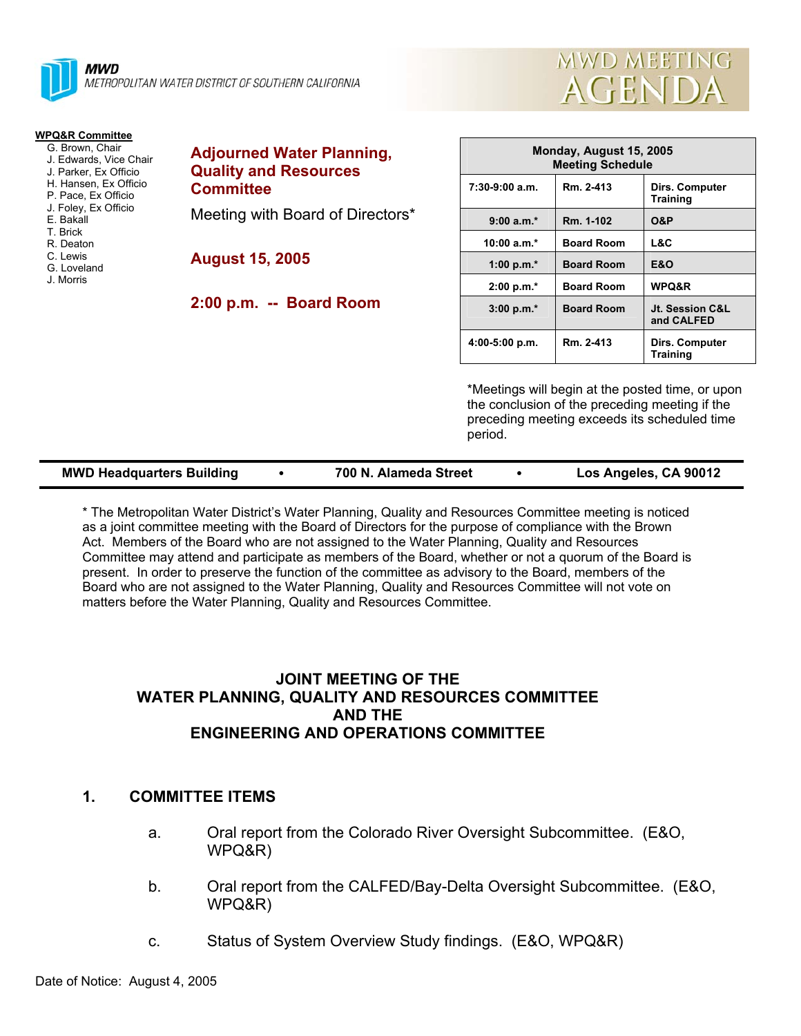**MWD**
METROPOLITAN WATER DISTRICT OF SOUTHERN CALIFORNIA

# MWD MEETING AGENDA

**WPQ&R Committee**
G. Brown, Chair
J. Edwards, Vice Chair
J. Parker, Ex Officio
H. Hansen, Ex Officio
P. Pace, Ex Officio
J. Foley, Ex Officio
E. Bakall
T. Brick
R. Deaton
C. Lewis
G. Loveland
J. Morris

## Adjourned Water Planning, Quality and Resources Committee

Meeting with Board of Directors*

**August 15, 2005**

**2:00 p.m. -- Board Room**

| Monday, August 15, 2005 Meeting Schedule | | |
|---|---|---|
| 7:30-9:00 a.m. | Rm. 2-413 | Dirs. Computer Training |
| 9:00 a.m.* | Rm. 1-102 | O&P |
| 10:00 a.m.* | Board Room | L&C |
| 1:00 p.m.* | Board Room | E&O |
| 2:00 p.m.* | Board Room | WPQ&R |
| 3:00 p.m.* | Board Room | Jt. Session C&L and CALFED |
| 4:00-5:00 p.m. | Rm. 2-413 | Dirs. Computer Training |

*Meetings will begin at the posted time, or upon the conclusion of the preceding meeting if the preceding meeting exceeds its scheduled time period.

**MWD Headquarters Building • 700 N. Alameda Street • Los Angeles, CA 90012**

* The Metropolitan Water District's Water Planning, Quality and Resources Committee meeting is noticed as a joint committee meeting with the Board of Directors for the purpose of compliance with the Brown Act. Members of the Board who are not assigned to the Water Planning, Quality and Resources Committee may attend and participate as members of the Board, whether or not a quorum of the Board is present. In order to preserve the function of the committee as advisory to the Board, members of the Board who are not assigned to the Water Planning, Quality and Resources Committee will not vote on matters before the Water Planning, Quality and Resources Committee.

## JOINT MEETING OF THE WATER PLANNING, QUALITY AND RESOURCES COMMITTEE AND THE ENGINEERING AND OPERATIONS COMMITTEE

## 1. COMMITTEE ITEMS

a. Oral report from the Colorado River Oversight Subcommittee. (E&O, WPQ&R)

b. Oral report from the CALFED/Bay-Delta Oversight Subcommittee. (E&O, WPQ&R)

c. Status of System Overview Study findings. (E&O, WPQ&R)

Date of Notice: August 4, 2005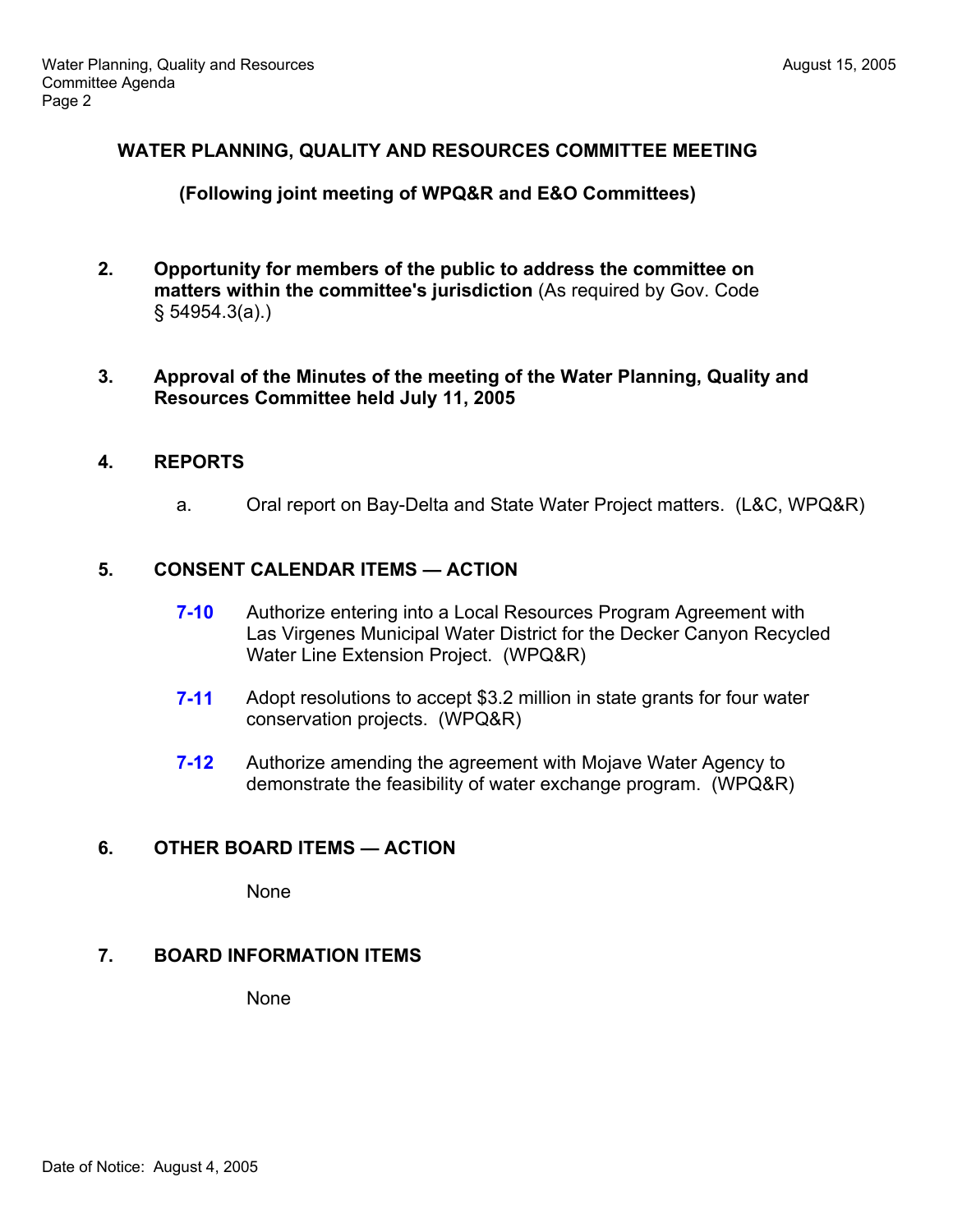## WATER PLANNING, QUALITY AND RESOURCES COMMITTEE MEETING

**(Following joint meeting of WPQ&R and E&O Committees)**

2. **Opportunity for members of the public to address the committee on matters within the committee's jurisdiction** (As required by Gov. Code § 54954.3(a).)

3. **Approval of the Minutes of the meeting of the Water Planning, Quality and Resources Committee held July 11, 2005**

4. **REPORTS**

   a. Oral report on Bay-Delta and State Water Project matters. (L&C, WPQ&R)

5. **CONSENT CALENDAR ITEMS — ACTION**

   **7-10** Authorize entering into a Local Resources Program Agreement with Las Virgenes Municipal Water District for the Decker Canyon Recycled Water Line Extension Project. (WPQ&R)

   **7-11** Adopt resolutions to accept $3.2 million in state grants for four water conservation projects. (WPQ&R)

   **7-12** Authorize amending the agreement with Mojave Water Agency to demonstrate the feasibility of water exchange program. (WPQ&R)

6. **OTHER BOARD ITEMS — ACTION**

   None

7. **BOARD INFORMATION ITEMS**

   None

Date of Notice: August 4, 2005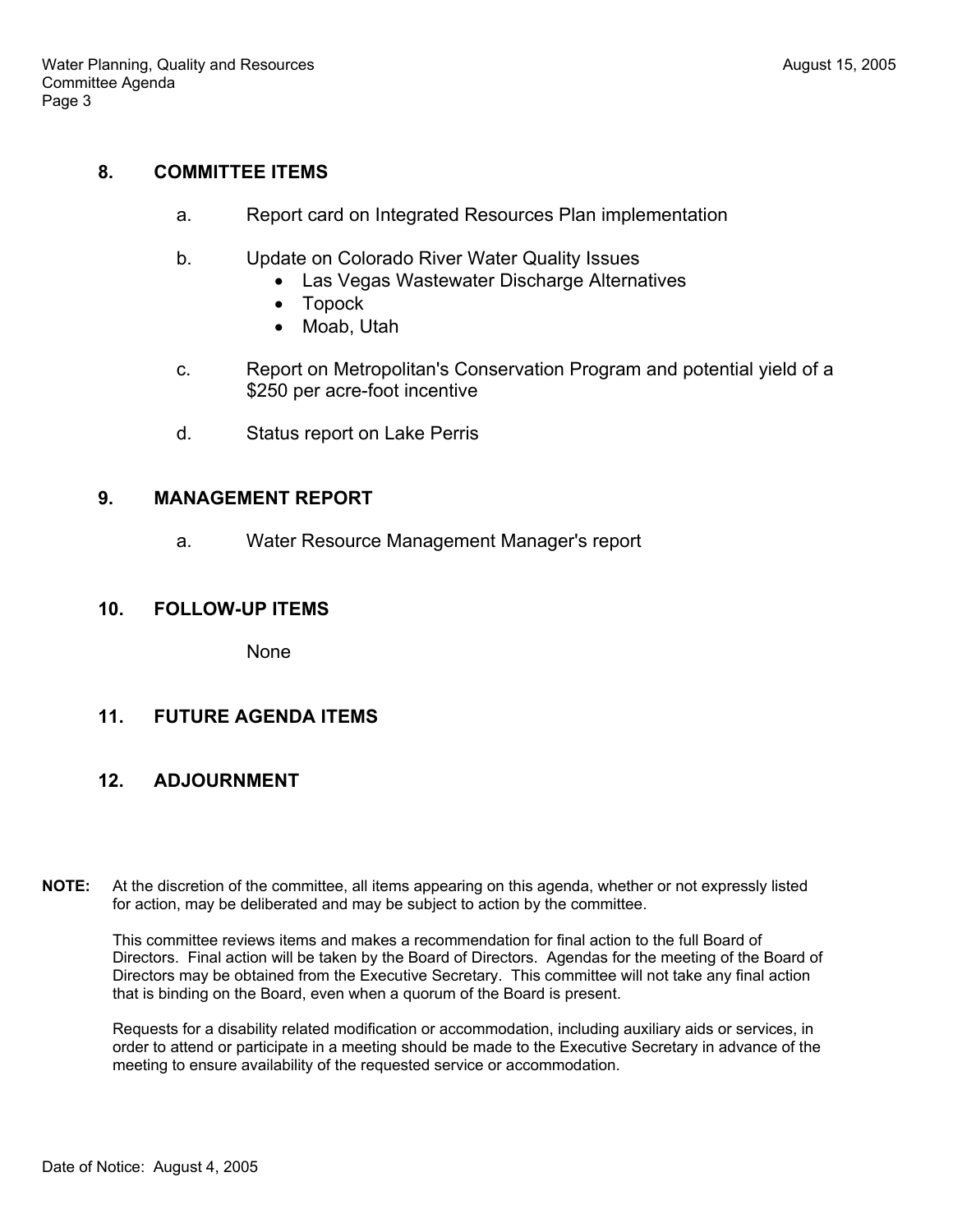## 8. COMMITTEE ITEMS

a. Report card on Integrated Resources Plan implementation

b. Update on Colorado River Water Quality Issues
   - Las Vegas Wastewater Discharge Alternatives
   - Topock
   - Moab, Utah

c. Report on Metropolitan's Conservation Program and potential yield of a $250 per acre-foot incentive

d. Status report on Lake Perris

## 9. MANAGEMENT REPORT

a. Water Resource Management Manager's report

## 10. FOLLOW-UP ITEMS

None

## 11. FUTURE AGENDA ITEMS

## 12. ADJOURNMENT

**NOTE:** At the discretion of the committee, all items appearing on this agenda, whether or not expressly listed for action, may be deliberated and may be subject to action by the committee.

This committee reviews items and makes a recommendation for final action to the full Board of Directors. Final action will be taken by the Board of Directors. Agendas for the meeting of the Board of Directors may be obtained from the Executive Secretary. This committee will not take any final action that is binding on the Board, even when a quorum of the Board is present.

Requests for a disability related modification or accommodation, including auxiliary aids or services, in order to attend or participate in a meeting should be made to the Executive Secretary in advance of the meeting to ensure availability of the requested service or accommodation.

Date of Notice: August 4, 2005